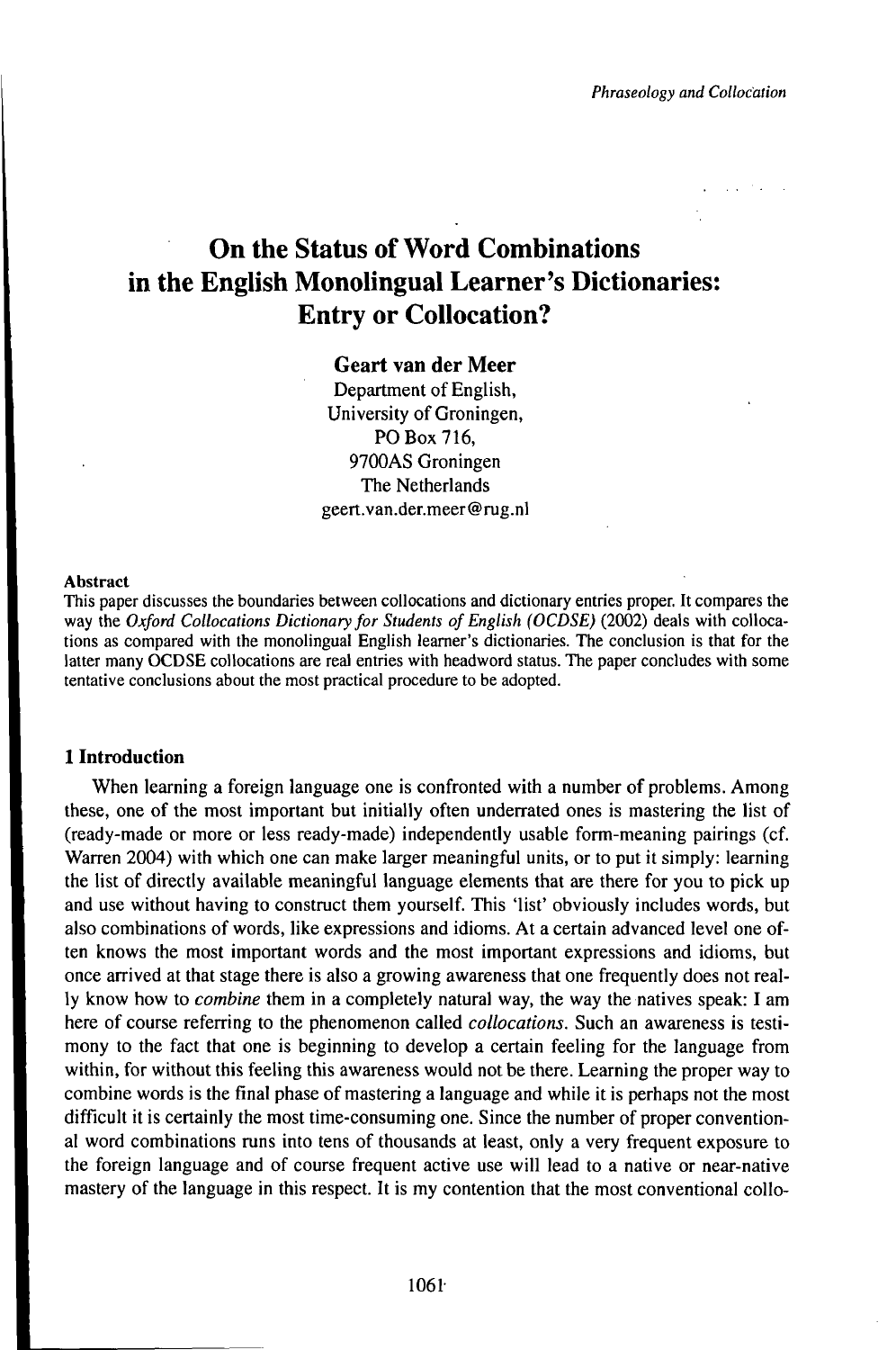# On the Status of Word Combinations in the English Monolingual Learner's Dictionaries: Entry or Collocation?

**Geart van der Meer**
Department of English,
University of Groningen,
PO Box 716,
9700AS Groningen
The Netherlands
geert.van.der.meer@rug.nl

#### Abstract

This paper discusses the boundaries between collocations and dictionary entries proper. It compares the way the *Oxford Collocations Dictionary for Students of English (OCDSE)* (2002) deals with collocations as compared with the monolingual English learner's dictionaries. The conclusion is that for the latter many OCDSE collocations are real entries with headword status. The paper concludes with some tentative conclusions about the most practical procedure to be adopted.

## 1 Introduction

When learning a foreign language one is confronted with a number of problems. Among these, one of the most important but initially often underrated ones is mastering the list of (ready-made or more or less ready-made) independently usable form-meaning pairings (cf. Warren 2004) with which one can make larger meaningful units, or to put it simply: learning the list of directly available meaningful language elements that are there for you to pick up and use without having to construct them yourself. This 'list' obviously includes words, but also combinations of words, like expressions and idioms. At a certain advanced level one often knows the most important words and the most important expressions and idioms, but once arrived at that stage there is also a growing awareness that one frequently does not really know how to *combine* them in a completely natural way, the way the natives speak: I am here of course referring to the phenomenon called *collocations*. Such an awareness is testimony to the fact that one is beginning to develop a certain feeling for the language from within, for without this feeling this awareness would not be there. Learning the proper way to combine words is the final phase of mastering a language and while it is perhaps not the most difficult it is certainly the most time-consuming one. Since the number of proper conventional word combinations runs into tens of thousands at least, only a very frequent exposure to the foreign language and of course frequent active use will lead to a native or near-native mastery of the language in this respect. It is my contention that the most conventional collo-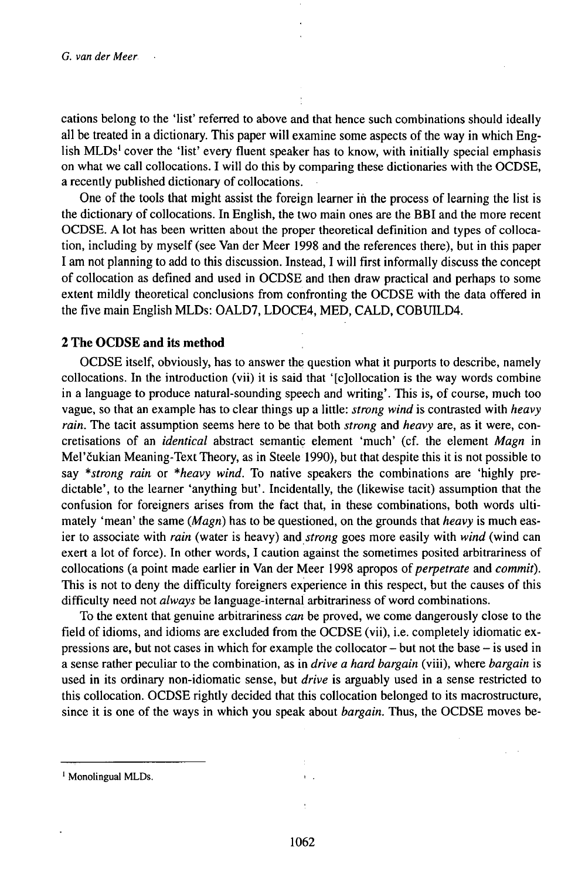cations belong to the 'list' referred to above and that hence such combinations should ideally all be treated in a dictionary. This paper will examine some aspects of the way in which English MLDs[1] cover the 'list' every fluent speaker has to know, with initially special emphasis on what we call collocations. I will do this by comparing these dictionaries with the OCDSE, a recently published dictionary of collocations.

One of the tools that might assist the foreign learner in the process of learning the list is the dictionary of collocations. In English, the two main ones are the BBI and the more recent OCDSE. A lot has been written about the proper theoretical definition and types of collocation, including by myself (see Van der Meer 1998 and the references there), but in this paper I am not planning to add to this discussion. Instead, I will first informally discuss the concept of collocation as defined and used in OCDSE and then draw practical and perhaps to some extent mildly theoretical conclusions from confronting the OCDSE with the data offered in the five main English MLDs: OALD7, LDOCE4, MED, CALD, COBUILD4.

## 2 The OCDSE and its method

OCDSE itself, obviously, has to answer the question what it purports to describe, namely collocations. In the introduction (vii) it is said that '[c]ollocation is the way words combine in a language to produce natural-sounding speech and writing'. This is, of course, much too vague, so that an example has to clear things up a little: *strong wind* is contrasted with *heavy rain*. The tacit assumption seems here to be that both *strong* and *heavy* are, as it were, concretisations of an *identical* abstract semantic element 'much' (cf. the element *Magn* in Mel'čukian Meaning-Text Theory, as in Steele 1990), but that despite this it is not possible to say *\*strong rain* or *\*heavy wind*. To native speakers the combinations are 'highly predictable', to the learner 'anything but'. Incidentally, the (likewise tacit) assumption that the confusion for foreigners arises from the fact that, in these combinations, both words ultimately 'mean' the same (*Magn*) has to be questioned, on the grounds that *heavy* is much easier to associate with *rain* (water is heavy) and *strong* goes more easily with *wind* (wind can exert a lot of force). In other words, I caution against the sometimes posited arbitrariness of collocations (a point made earlier in Van der Meer 1998 apropos of *perpetrate* and *commit*). This is not to deny the difficulty foreigners experience in this respect, but the causes of this difficulty need not *always* be language-internal arbitrariness of word combinations.

To the extent that genuine arbitrariness *can* be proved, we come dangerously close to the field of idioms, and idioms are excluded from the OCDSE (vii), i.e. completely idiomatic expressions are, but not cases in which for example the collocator – but not the base – is used in a sense rather peculiar to the combination, as in *drive a hard bargain* (viii), where *bargain* is used in its ordinary non-idiomatic sense, but *drive* is arguably used in a sense restricted to this collocation. OCDSE rightly decided that this collocation belonged to its macrostructure, since it is one of the ways in which you speak about *bargain*. Thus, the OCDSE moves be-

---

[1] Monolingual MLDs.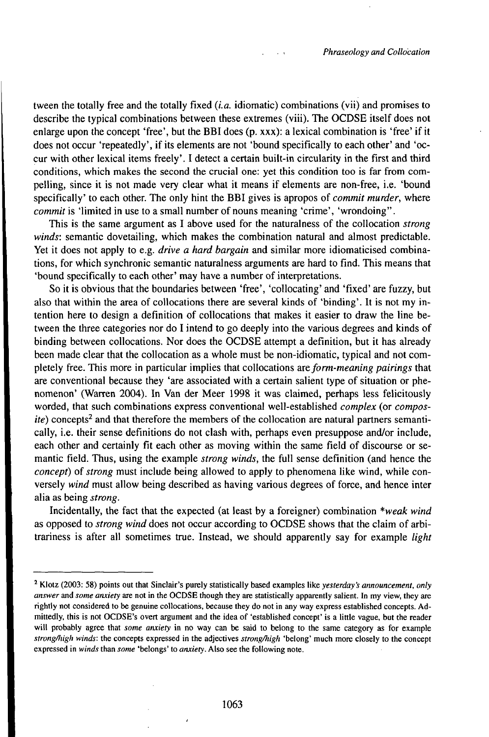tween the totally free and the totally fixed (*i.a.* idiomatic) combinations (vii) and promises to describe the typical combinations between these extremes (viii). The OCDSE itself does not enlarge upon the concept 'free', but the BBI does (p. xxx): a lexical combination is 'free' if it does not occur 'repeatedly', if its elements are not 'bound specifically to each other' and 'occur with other lexical items freely'. I detect a certain built-in circularity in the first and third conditions, which makes the second the crucial one: yet this condition too is far from compelling, since it is not made very clear what it means if elements are non-free, i.e. 'bound specifically' to each other. The only hint the BBI gives is apropos of *commit murder*, where *commit* is 'limited in use to a small number of nouns meaning 'crime', 'wrondoing''.

This is the same argument as I above used for the naturalness of the collocation *strong winds*: semantic dovetailing, which makes the combination natural and almost predictable. Yet it does not apply to e.g. *drive a hard bargain* and similar more idiomaticised combinations, for which synchronic semantic naturalness arguments are hard to find. This means that 'bound specifically to each other' may have a number of interpretations.

So it is obvious that the boundaries between 'free', 'collocating' and 'fixed' are fuzzy, but also that within the area of collocations there are several kinds of 'binding'. It is not my intention here to design a definition of collocations that makes it easier to draw the line between the three categories nor do I intend to go deeply into the various degrees and kinds of binding between collocations. Nor does the OCDSE attempt a definition, but it has already been made clear that the collocation as a whole must be non-idiomatic, typical and not completely free. This more in particular implies that collocations are *form-meaning pairings* that are conventional because they 'are associated with a certain salient type of situation or phenomenon' (Warren 2004). In Van der Meer 1998 it was claimed, perhaps less felicitously worded, that such combinations express conventional well-established *complex* (or *composite*) concepts[2] and that therefore the members of the collocation are natural partners semantically, i.e. their sense definitions do not clash with, perhaps even presuppose and/or include, each other and certainly fit each other as moving within the same field of discourse or semantic field. Thus, using the example *strong winds*, the full sense definition (and hence the *concept*) of *strong* must include being allowed to apply to phenomena like wind, while conversely *wind* must allow being described as having various degrees of force, and hence inter alia as being *strong*.

Incidentally, the fact that the expected (at least by a foreigner) combination **weak wind* as opposed to *strong wind* does not occur according to OCDSE shows that the claim of arbitrariness is after all sometimes true. Instead, we should apparently say for example *light*

---

[2] Klotz (2003: 58) points out that Sinclair's purely statistically based examples like *yesterday's announcement*, *only answer* and *some anxiety* are not in the OCDSE though they are statistically apparently salient. In my view, they are rightly not considered to be genuine collocations, because they do not in any way express established concepts. Admittedly, this is not OCDSE's overt argument and the idea of 'established concept' is a little vague, but the reader will probably agree that *some anxiety* in no way can be said to belong to the same category as for example *strong/high winds*: the concepts expressed in the adjectives *strong/high* 'belong' much more closely to the concept expressed in *winds* than *some* 'belongs' to *anxiety*. Also see the following note.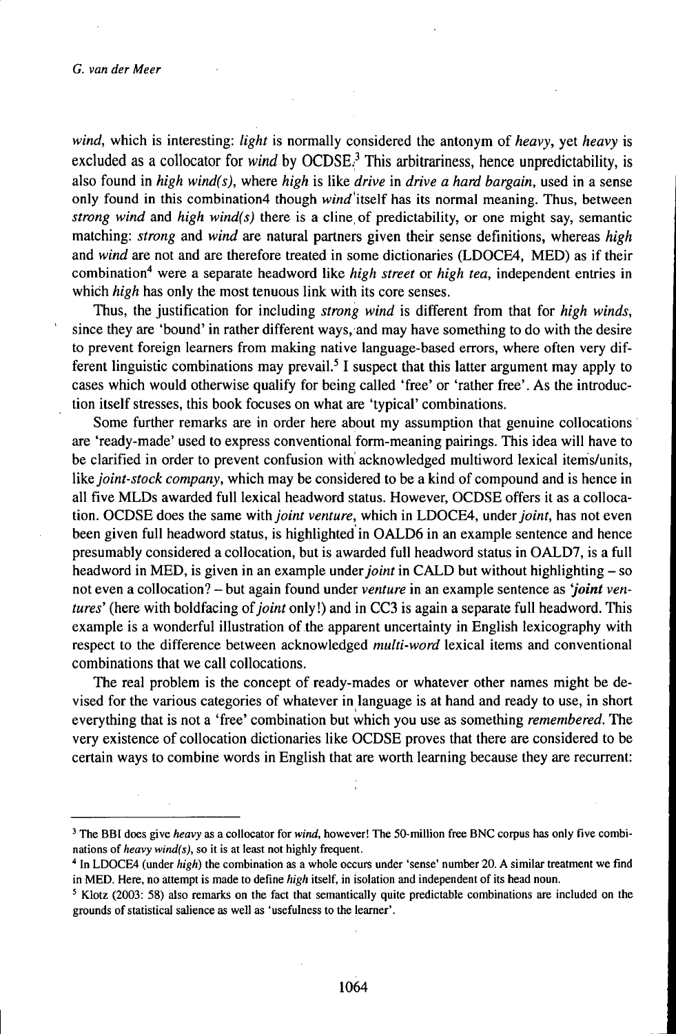*wind*, which is interesting: *light* is normally considered the antonym of *heavy*, yet *heavy* is excluded as a collocator for *wind* by OCDSE.[3] This arbitrariness, hence unpredictability, is also found in *high wind(s)*, where *high* is like *drive* in *drive a hard bargain*, used in a sense only found in this combination4 though *wind* itself has its normal meaning. Thus, between *strong wind* and *high wind(s)* there is a cline of predictability, or one might say, semantic matching: *strong* and *wind* are natural partners given their sense definitions, whereas *high* and *wind* are not and are therefore treated in some dictionaries (LDOCE4, MED) as if their combination[4] were a separate headword like *high street* or *high tea*, independent entries in which *high* has only the most tenuous link with its core senses.

Thus, the justification for including *strong wind* is different from that for *high winds*, since they are 'bound' in rather different ways, and may have something to do with the desire to prevent foreign learners from making native language-based errors, where often very different linguistic combinations may prevail.[5] I suspect that this latter argument may apply to cases which would otherwise qualify for being called 'free' or 'rather free'. As the introduction itself stresses, this book focuses on what are 'typical' combinations.

Some further remarks are in order here about my assumption that genuine collocations are 'ready-made' used to express conventional form-meaning pairings. This idea will have to be clarified in order to prevent confusion with acknowledged multiword lexical items/units, like *joint-stock company*, which may be considered to be a kind of compound and is hence in all five MLDs awarded full lexical headword status. However, OCDSE offers it as a collocation. OCDSE does the same with *joint venture*, which in LDOCE4, under *joint*, has not even been given full headword status, is highlighted in OALD6 in an example sentence and hence presumably considered a collocation, but is awarded full headword status in OALD7, is a full headword in MED, is given in an example under *joint* in CALD but without highlighting – so not even a collocation? – but again found under *venture* in an example sentence as ***'joint** ventures'* (here with boldfacing of *joint* only!) and in CC3 is again a separate full headword. This example is a wonderful illustration of the apparent uncertainty in English lexicography with respect to the difference between acknowledged *multi-word* lexical items and conventional combinations that we call collocations.

The real problem is the concept of ready-mades or whatever other names might be devised for the various categories of whatever in language is at hand and ready to use, in short everything that is not a 'free' combination but which you use as something *remembered*. The very existence of collocation dictionaries like OCDSE proves that there are considered to be certain ways to combine words in English that are worth learning because they are recurrent:

---

[3] The BBI does give *heavy* as a collocator for *wind*, however! The 50-million free BNC corpus has only five combinations of *heavy wind(s)*, so it is at least not highly frequent.

[4] In LDOCE4 (under *high*) the combination as a whole occurs under 'sense' number 20. A similar treatment we find in MED. Here, no attempt is made to define *high* itself, in isolation and independent of its head noun.

[5] Klotz (2003: 58) also remarks on the fact that semantically quite predictable combinations are included on the grounds of statistical salience as well as 'usefulness to the learner'.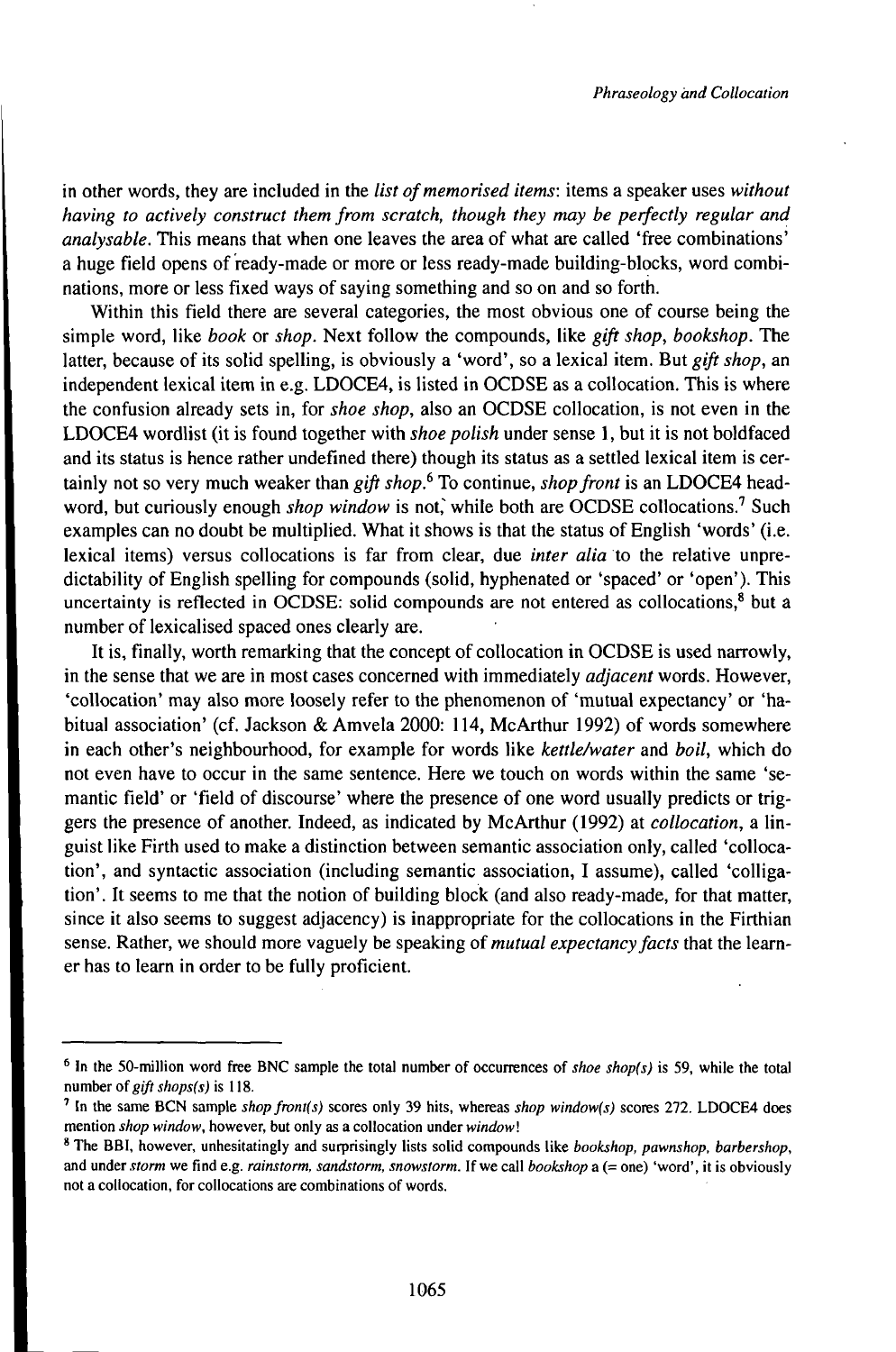in other words, they are included in the *list of memorised items*: items a speaker uses *without having to actively construct them from scratch, though they may be perfectly regular and analysable*. This means that when one leaves the area of what are called 'free combinations' a huge field opens of ready-made or more or less ready-made building-blocks, word combinations, more or less fixed ways of saying something and so on and so forth.

Within this field there are several categories, the most obvious one of course being the simple word, like *book* or *shop*. Next follow the compounds, like *gift shop*, *bookshop*. The latter, because of its solid spelling, is obviously a 'word', so a lexical item. But *gift shop*, an independent lexical item in e.g. LDOCE4, is listed in OCDSE as a collocation. This is where the confusion already sets in, for *shoe shop*, also an OCDSE collocation, is not even in the LDOCE4 wordlist (it is found together with *shoe polish* under sense 1, but it is not boldfaced and its status is hence rather undefined there) though its status as a settled lexical item is certainly not so very much weaker than *gift shop*.[6] To continue, *shop front* is an LDOCE4 headword, but curiously enough *shop window* is not, while both are OCDSE collocations.[7] Such examples can no doubt be multiplied. What it shows is that the status of English 'words' (i.e. lexical items) versus collocations is far from clear, due *inter alia* to the relative unpredictability of English spelling for compounds (solid, hyphenated or 'spaced' or 'open'). This uncertainty is reflected in OCDSE: solid compounds are not entered as collocations,[8] but a number of lexicalised spaced ones clearly are.

It is, finally, worth remarking that the concept of collocation in OCDSE is used narrowly, in the sense that we are in most cases concerned with immediately *adjacent* words. However, 'collocation' may also more loosely refer to the phenomenon of 'mutual expectancy' or 'habitual association' (cf. Jackson & Amvela 2000: 114, McArthur 1992) of words somewhere in each other's neighbourhood, for example for words like *kettle/water* and *boil*, which do not even have to occur in the same sentence. Here we touch on words within the same 'semantic field' or 'field of discourse' where the presence of one word usually predicts or triggers the presence of another. Indeed, as indicated by McArthur (1992) at *collocation*, a linguist like Firth used to make a distinction between semantic association only, called 'collocation', and syntactic association (including semantic association, I assume), called 'colligation'. It seems to me that the notion of building block (and also ready-made, for that matter, since it also seems to suggest adjacency) is inappropriate for the collocations in the Firthian sense. Rather, we should more vaguely be speaking of *mutual expectancy facts* that the learner has to learn in order to be fully proficient.

---

[6] In the 50-million word free BNC sample the total number of occurrences of *shoe shop(s)* is 59, while the total number of *gift shops(s)* is 118.

[7] In the same BCN sample *shop front(s)* scores only 39 hits, whereas *shop window(s)* scores 272. LDOCE4 does mention *shop window*, however, but only as a collocation under *window*!

[8] The BBI, however, unhesitatingly and surprisingly lists solid compounds like *bookshop, pawnshop, barbershop*, and under *storm* we find e.g. *rainstorm, sandstorm, snowstorm*. If we call *bookshop* a (= one) 'word', it is obviously not a collocation, for collocations are combinations of words.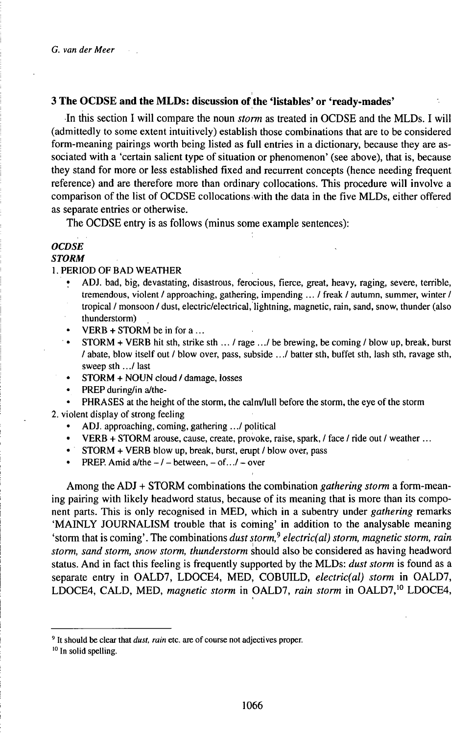## 3 The OCDSE and the MLDs: discussion of the 'listables' or 'ready-mades'

In this section I will compare the noun *storm* as treated in OCDSE and the MLDs. I will (admittedly to some extent intuitively) establish those combinations that are to be considered form-meaning pairings worth being listed as full entries in a dictionary, because they are associated with a 'certain salient type of situation or phenomenon' (see above), that is, because they stand for more or less established fixed and recurrent concepts (hence needing frequent reference) and are therefore more than ordinary collocations. This procedure will involve a comparison of the list of OCDSE collocations with the data in the five MLDs, either offered as separate entries or otherwise.

The OCDSE entry is as follows (minus some example sentences):

***OCDSE***
***STORM***

1. PERIOD OF BAD WEATHER
   - ADJ. bad, big, devastating, disastrous, ferocious, fierce, great, heavy, raging, severe, terrible, tremendous, violent / approaching, gathering, impending ... / freak / autumn, summer, winter / tropical / monsoon / dust, electric/electrical, lightning, magnetic, rain, sand, snow, thunder (also thunderstorm)
   - VERB + STORM be in for a ...
   - STORM + VERB hit sth, strike sth ... / rage .../ be brewing, be coming / blow up, break, burst / abate, blow itself out / blow over, pass, subside .../ batter sth, buffet sth, lash sth, ravage sth, sweep sth .../ last
   - STORM + NOUN cloud / damage, losses
   - PREP during/in a/the-
   - PHRASES at the height of the storm, the calm/lull before the storm, the eye of the storm
2. violent display of strong feeling
   - ADJ. approaching, coming, gathering .../ political
   - VERB + STORM arouse, cause, create, provoke, raise, spark, / face / ride out / weather ...
   - STORM + VERB blow up, break, burst, erupt / blow over, pass
   - PREP. Amid a/the – / – between, – of.../ – over

Among the ADJ + STORM combinations the combination *gathering storm* a form-meaning pairing with likely headword status, because of its meaning that is more than its component parts. This is only recognised in MED, which in a subentry under *gathering* remarks 'MAINLY JOURNALISM trouble that is coming' in addition to the analysable meaning 'storm that is coming'. The combinations *dust storm,*[9] *electric(al) storm, magnetic storm, rain storm, sand storm, snow storm, thunderstorm* should also be considered as having headword status. And in fact this feeling is frequently supported by the MLDs: *dust storm* is found as a separate entry in OALD7, LDOCE4, MED, COBUILD, *electric(al) storm* in OALD7, LDOCE4, CALD, MED, *magnetic storm* in OALD7, *rain storm* in OALD7,[10] LDOCE4,

---

[9] It should be clear that *dust, rain* etc. are of course not adjectives proper.

[10] In solid spelling.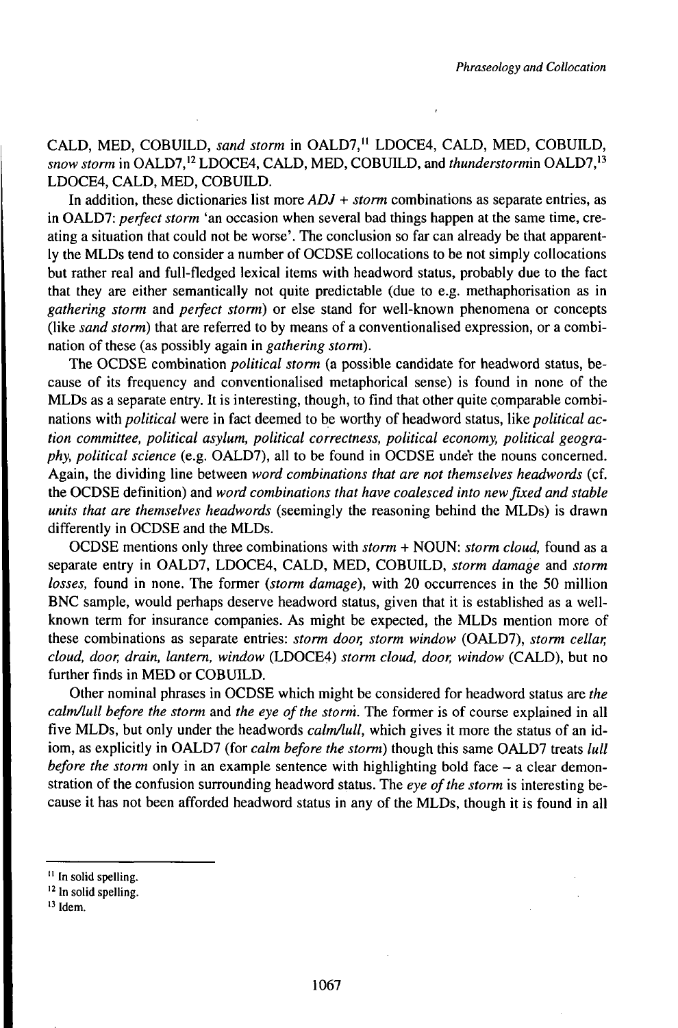CALD, MED, COBUILD, *sand storm* in OALD7,[11] LDOCE4, CALD, MED, COBUILD, *snow storm* in OALD7,[12] LDOCE4, CALD, MED, COBUILD, and *thunderstorm*in OALD7,[13] LDOCE4, CALD, MED, COBUILD.

In addition, these dictionaries list more *ADJ + storm* combinations as separate entries, as in OALD7: *perfect storm* 'an occasion when several bad things happen at the same time, creating a situation that could not be worse'. The conclusion so far can already be that apparently the MLDs tend to consider a number of OCDSE collocations to be not simply collocations but rather real and full-fledged lexical items with headword status, probably due to the fact that they are either semantically not quite predictable (due to e.g. methaphorisation as in *gathering storm* and *perfect storm*) or else stand for well-known phenomena or concepts (like *sand storm*) that are referred to by means of a conventionalised expression, or a combination of these (as possibly again in *gathering storm*).

The OCDSE combination *political storm* (a possible candidate for headword status, because of its frequency and conventionalised metaphorical sense) is found in none of the MLDs as a separate entry. It is interesting, though, to find that other quite comparable combinations with *political* were in fact deemed to be worthy of headword status, like *political action committee, political asylum, political correctness, political economy, political geography, political science* (e.g. OALD7), all to be found in OCDSE under the nouns concerned. Again, the dividing line between *word combinations that are not themselves headwords* (cf. the OCDSE definition) and *word combinations that have coalesced into new fixed and stable units that are themselves headwords* (seemingly the reasoning behind the MLDs) is drawn differently in OCDSE and the MLDs.

OCDSE mentions only three combinations with *storm* + NOUN: *storm cloud,* found as a separate entry in OALD7, LDOCE4, CALD, MED, COBUILD, *storm damage* and *storm losses,* found in none. The former (*storm damage*), with 20 occurrences in the 50 million BNC sample, would perhaps deserve headword status, given that it is established as a well-known term for insurance companies. As might be expected, the MLDs mention more of these combinations as separate entries: *storm door, storm window* (OALD7), *storm cellar, cloud, door, drain, lantern, window* (LDOCE4) *storm cloud, door, window* (CALD), but no further finds in MED or COBUILD.

Other nominal phrases in OCDSE which might be considered for headword status are *the calm/lull before the storm* and *the eye of the storm*. The former is of course explained in all five MLDs, but only under the headwords *calm/lull*, which gives it more the status of an idiom, as explicitly in OALD7 (for *calm before the storm*) though this same OALD7 treats *lull before the storm* only in an example sentence with highlighting bold face – a clear demonstration of the confusion surrounding headword status. The *eye of the storm* is interesting because it has not been afforded headword status in any of the MLDs, though it is found in all

---

[11] In solid spelling.

[12] In solid spelling.

[13] Idem.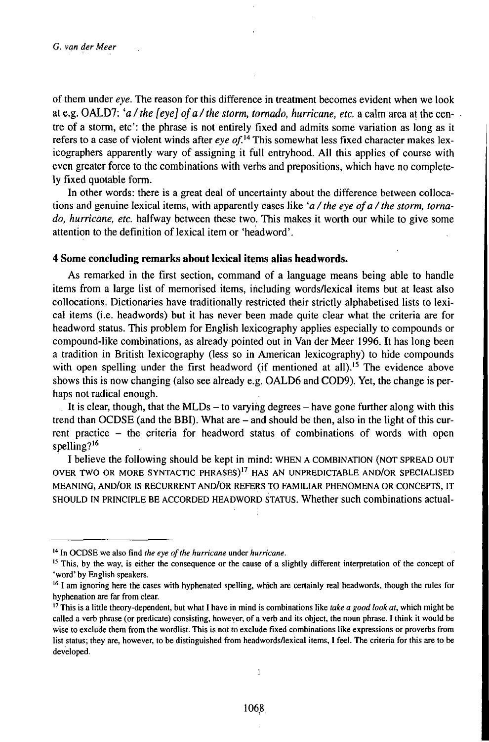of them under *eye*. The reason for this difference in treatment becomes evident when we look at e.g. OALD7: '*a / the [eye] of a / the storm, tornado, hurricane, etc.* a calm area at the centre of a storm, etc': the phrase is not entirely fixed and admits some variation as long as it refers to a case of violent winds after *eye of*.[14] This somewhat less fixed character makes lexicographers apparently wary of assigning it full entryhood. All this applies of course with even greater force to the combinations with verbs and prepositions, which have no completely fixed quotable form.

In other words: there is a great deal of uncertainty about the difference between collocations and genuine lexical items, with apparently cases like '*a / the eye of a / the storm, tornado, hurricane, etc.* halfway between these two. This makes it worth our while to give some attention to the definition of lexical item or 'headword'.

## 4 Some concluding remarks about lexical items alias headwords.

As remarked in the first section, command of a language means being able to handle items from a large list of memorised items, including words/lexical items but at least also collocations. Dictionaries have traditionally restricted their strictly alphabetised lists to lexical items (i.e. headwords) but it has never been made quite clear what the criteria are for headword status. This problem for English lexicography applies especially to compounds or compound-like combinations, as already pointed out in Van der Meer 1996. It has long been a tradition in British lexicography (less so in American lexicography) to hide compounds with open spelling under the first headword (if mentioned at all).[15] The evidence above shows this is now changing (also see already e.g. OALD6 and COD9). Yet, the change is perhaps not radical enough.

It is clear, though, that the MLDs – to varying degrees – have gone further along with this trend than OCDSE (and the BBI). What are – and should be then, also in the light of this current practice – the criteria for headword status of combinations of words with open spelling?[16]

I believe the following should be kept in mind: WHEN A COMBINATION (NOT SPREAD OUT OVER TWO OR MORE SYNTACTIC PHRASES)[17] HAS AN UNPREDICTABLE AND/OR SPECIALISED MEANING, AND/OR IS RECURRENT AND/OR REFERS TO FAMILIAR PHENOMENA OR CONCEPTS, IT SHOULD IN PRINCIPLE BE ACCORDED HEADWORD STATUS. Whether such combinations actual-

---

[14] In OCDSE we also find *the eye of the hurricane* under *hurricane*.

[15] This, by the way, is either the consequence or the cause of a slightly different interpretation of the concept of 'word' by English speakers.

[16] I am ignoring here the cases with hyphenated spelling, which are certainly real headwords, though the rules for hyphenation are far from clear.

[17] This is a little theory-dependent, but what I have in mind is combinations like *take a good look at*, which might be called a verb phrase (or predicate) consisting, however, of a verb and its object, the noun phrase. I think it would be wise to exclude them from the wordlist. This is not to exclude fixed combinations like expressions or proverbs from list status; they are, however, to be distinguished from headwords/lexical items, I feel. The criteria for this are to be developed.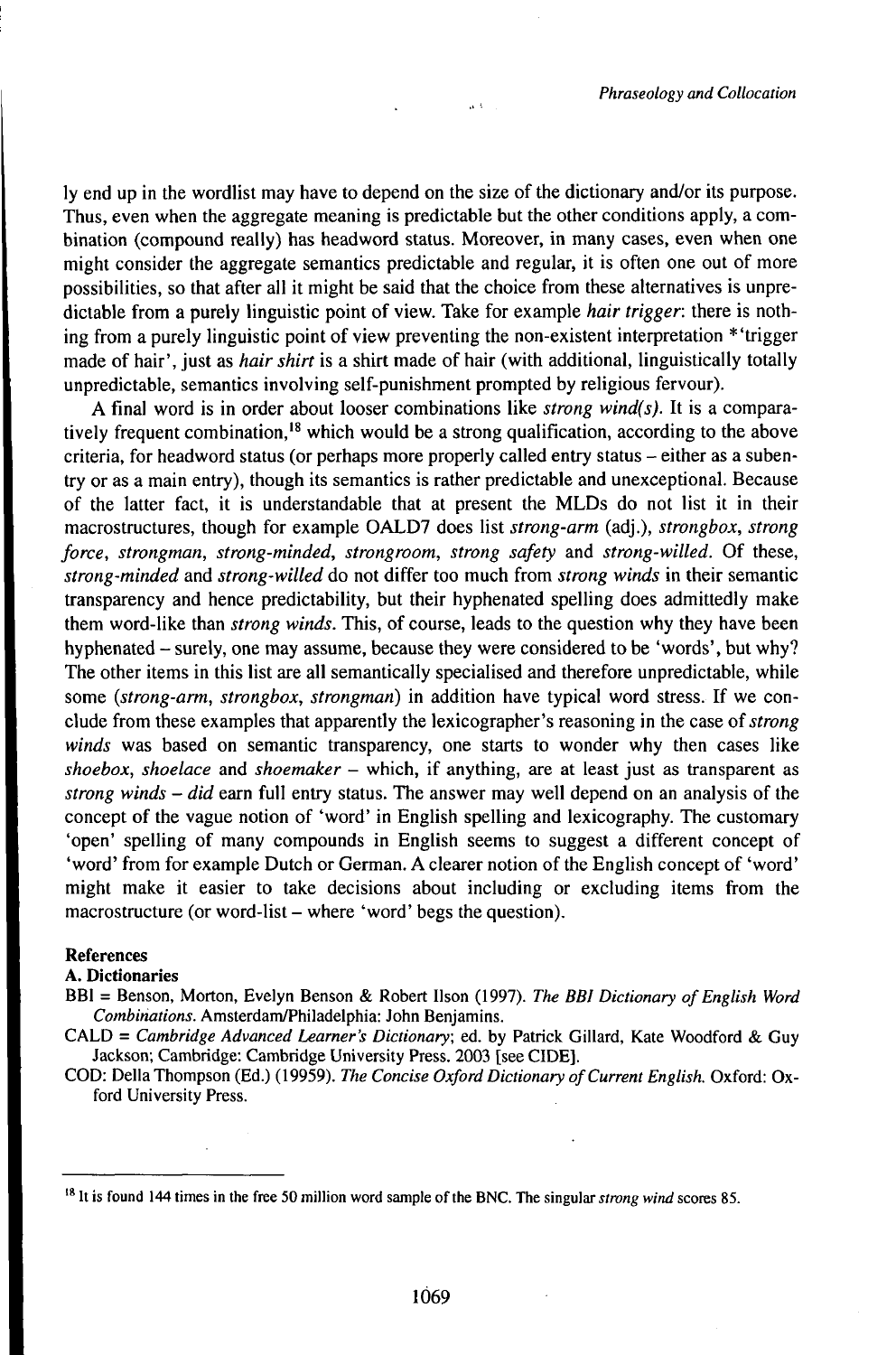ly end up in the wordlist may have to depend on the size of the dictionary and/or its purpose. Thus, even when the aggregate meaning is predictable but the other conditions apply, a combination (compound really) has headword status. Moreover, in many cases, even when one might consider the aggregate semantics predictable and regular, it is often one out of more possibilities, so that after all it might be said that the choice from these alternatives is unpredictable from a purely linguistic point of view. Take for example *hair trigger*: there is nothing from a purely linguistic point of view preventing the non-existent interpretation *'trigger made of hair', just as *hair shirt* is a shirt made of hair (with additional, linguistically totally unpredictable, semantics involving self-punishment prompted by religious fervour).

A final word is in order about looser combinations like *strong wind(s)*. It is a comparatively frequent combination,[18] which would be a strong qualification, according to the above criteria, for headword status (or perhaps more properly called entry status – either as a subentry or as a main entry), though its semantics is rather predictable and unexceptional. Because of the latter fact, it is understandable that at present the MLDs do not list it in their macrostructures, though for example OALD7 does list *strong-arm* (adj.), *strongbox*, *strong force*, *strongman*, *strong-minded*, *strongroom*, *strong safety* and *strong-willed*. Of these, *strong-minded* and *strong-willed* do not differ too much from *strong winds* in their semantic transparency and hence predictability, but their hyphenated spelling does admittedly make them word-like than *strong winds*. This, of course, leads to the question why they have been hyphenated – surely, one may assume, because they were considered to be 'words', but why? The other items in this list are all semantically specialised and therefore unpredictable, while some (*strong-arm*, *strongbox*, *strongman*) in addition have typical word stress. If we conclude from these examples that apparently the lexicographer's reasoning in the case of *strong winds* was based on semantic transparency, one starts to wonder why then cases like *shoebox*, *shoelace* and *shoemaker* – which, if anything, are at least just as transparent as *strong winds* – *did* earn full entry status. The answer may well depend on an analysis of the concept of the vague notion of 'word' in English spelling and lexicography. The customary 'open' spelling of many compounds in English seems to suggest a different concept of 'word' from for example Dutch or German. A clearer notion of the English concept of 'word' might make it easier to take decisions about including or excluding items from the macrostructure (or word-list – where 'word' begs the question).

## References

### A. Dictionaries

BBI = Benson, Morton, Evelyn Benson & Robert Ilson (1997). *The BBI Dictionary of English Word Combinations*. Amsterdam/Philadelphia: John Benjamins.

CALD = *Cambridge Advanced Learner's Dictionary*; ed. by Patrick Gillard, Kate Woodford & Guy Jackson; Cambridge: Cambridge University Press. 2003 [see CIDE].

COD: Della Thompson (Ed.) (19959). *The Concise Oxford Dictionary of Current English*. Oxford: Oxford University Press.

---

[18] It is found 144 times in the free 50 million word sample of the BNC. The singular *strong wind* scores 85.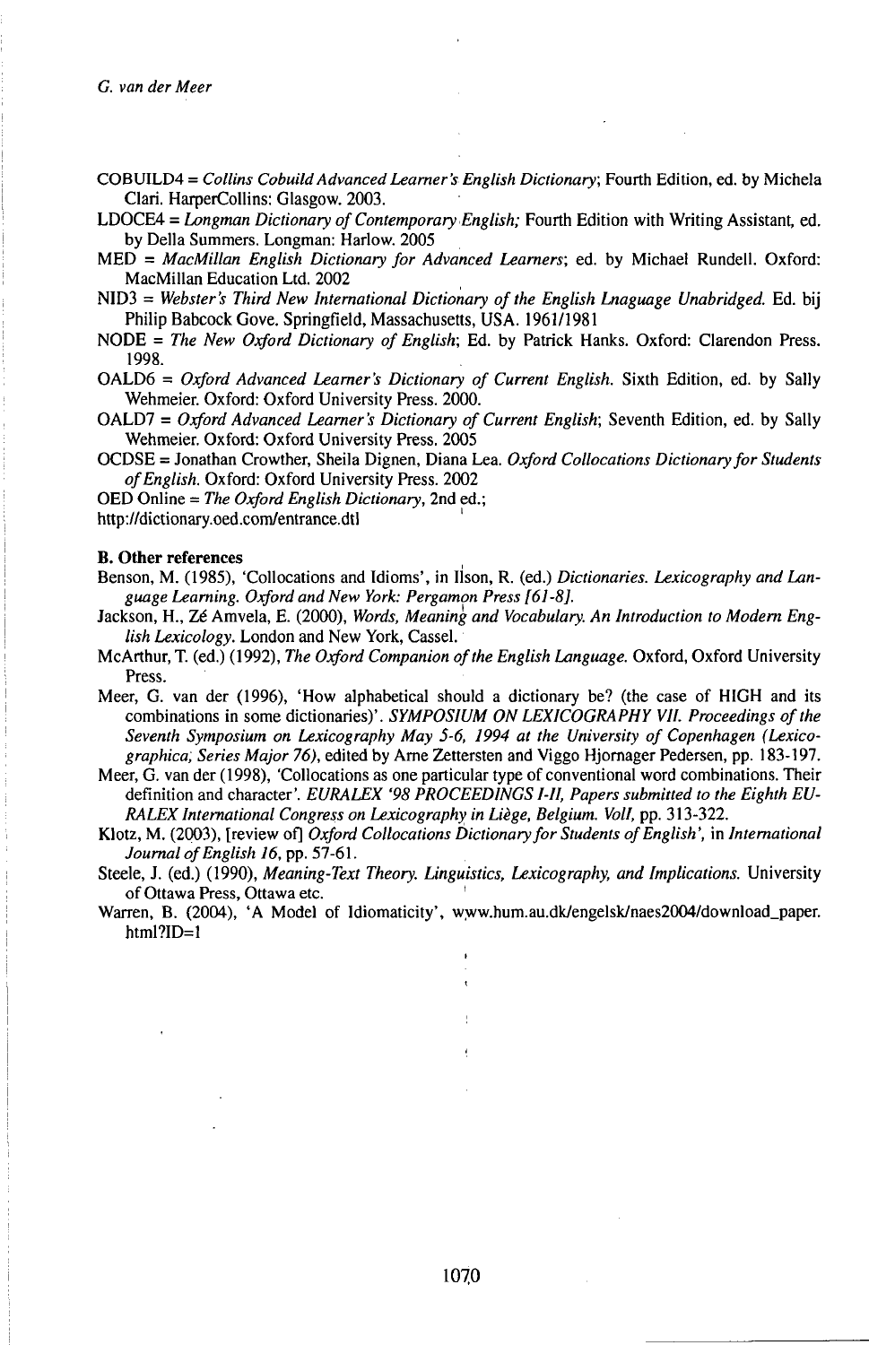COBUILD4 = *Collins Cobuild Advanced Learner's English Dictionary*; Fourth Edition, ed. by Michela Clari. HarperCollins: Glasgow. 2003.

LDOCE4 = *Longman Dictionary of Contemporary English;* Fourth Edition with Writing Assistant, ed. by Della Summers. Longman: Harlow. 2005

MED = *MacMillan English Dictionary for Advanced Learners*; ed. by Michael Rundell. Oxford: MacMillan Education Ltd. 2002

NID3 = *Webster's Third New International Dictionary of the English Lnaguage Unabridged.* Ed. bij Philip Babcock Gove. Springfield, Massachusetts, USA. 1961/1981

NODE = *The New Oxford Dictionary of English*; Ed. by Patrick Hanks. Oxford: Clarendon Press. 1998.

OALD6 = *Oxford Advanced Learner's Dictionary of Current English.* Sixth Edition, ed. by Sally Wehmeier. Oxford: Oxford University Press. 2000.

OALD7 = *Oxford Advanced Learner's Dictionary of Current English*; Seventh Edition, ed. by Sally Wehmeier. Oxford: Oxford University Press. 2005

OCDSE = Jonathan Crowther, Sheila Dignen, Diana Lea. *Oxford Collocations Dictionary for Students of English.* Oxford: Oxford University Press. 2002

OED Online = *The Oxford English Dictionary*, 2nd ed.;
http://dictionary.oed.com/entrance.dtl

**B. Other references**

Benson, M. (1985), 'Collocations and Idioms', in Ilson, R. (ed.) *Dictionaries. Lexicography and Language Learning. Oxford and New York: Pergamon Press [61-8].*

Jackson, H., Zé Amvela, E. (2000), *Words, Meaning and Vocabulary. An Introduction to Modern English Lexicology.* London and New York, Cassel.

McArthur, T. (ed.) (1992), *The Oxford Companion of the English Language.* Oxford, Oxford University Press.

Meer, G. van der (1996), 'How alphabetical should a dictionary be? (the case of HIGH and its combinations in some dictionaries)'. *SYMPOSIUM ON LEXICOGRAPHY VII. Proceedings of the Seventh Symposium on Lexicography May 5-6, 1994 at the University of Copenhagen (Lexicographica; Series Major 76)*, edited by Arne Zettersten and Viggo Hjornager Pedersen, pp. 183-197.

Meer, G. van der (1998), 'Collocations as one particular type of conventional word combinations. Their definition and character'. *EURALEX '98 PROCEEDINGS I-II, Papers submitted to the Eighth EURALEX International Congress on Lexicography in Liège, Belgium. VolI*, pp. 313-322.

Klotz, M. (2003), [review of] *Oxford Collocations Dictionary for Students of English'*, in *International Journal of English 16*, pp. 57-61.

Steele, J. (ed.) (1990), *Meaning-Text Theory. Linguistics, Lexicography, and Implications.* University of Ottawa Press, Ottawa etc.

Warren, B. (2004), 'A Model of Idiomaticity', www.hum.au.dk/engelsk/naes2004/download_paper.html?ID=1